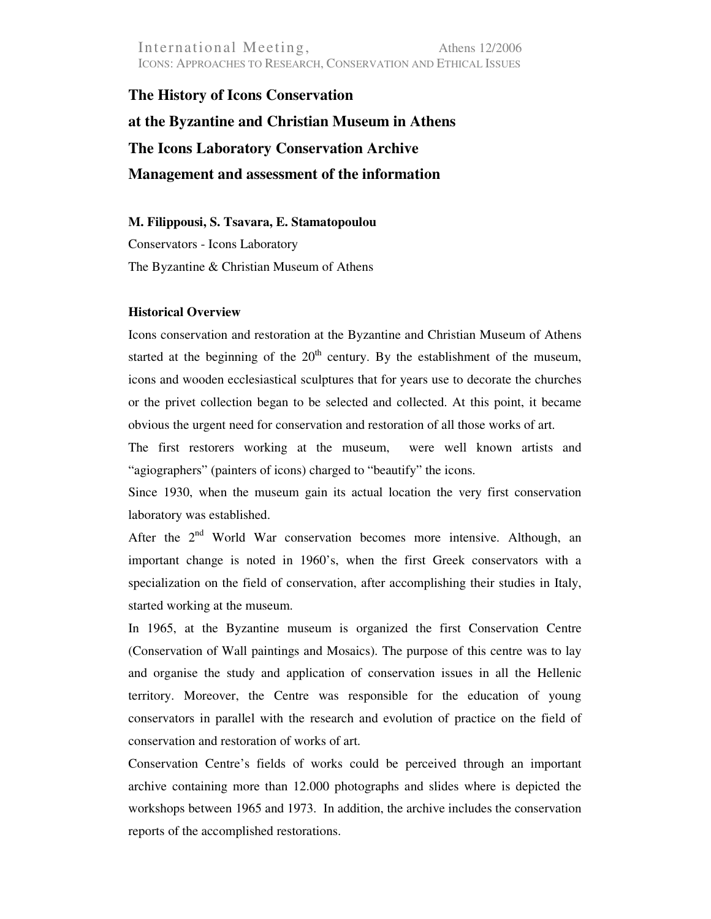# The History of Icons Conservation at the Byzantine and Christian Museum in Athens

# The Icons Laboratory Conservation Archive

# Management and assessment of the information

**M. Filippousi, S. Tsavara, E. Stamatopoulou**

Conservators - Icons Laboratory

The Byzantine & Christian Museum of Athens

### Historical Overview

Icons conservation and restoration at the Byzantine and Christian Museum of Athens started at the beginning of the 20th century. By the establishment of the museum, icons and wooden ecclesiastical sculptures that for years use to decorate the churches or the privet collection began to be selected and collected. At this point, it became obvious the urgent need for conservation and restoration of all those works of art.

The first restorers working at the museum, were well known artists and "agiographers" (painters of icons) charged to "beautify" the icons.

Since 1930, when the museum gain its actual location the very first conservation laboratory was established.

After the 2nd World War conservation becomes more intensive. Although, an important change is noted in 1960's, when the first Greek conservators with a specialization on the field of conservation, after accomplishing their studies in Italy, started working at the museum.

In 1965, at the Byzantine museum is organized the first Conservation Centre (Conservation of Wall paintings and Mosaics). The purpose of this centre was to lay and organise the study and application of conservation issues in all the Hellenic territory. Moreover, the Centre was responsible for the education of young conservators in parallel with the research and evolution of practice on the field of conservation and restoration of works of art.

Conservation Centre's fields of works could be perceived through an important archive containing more than 12.000 photographs and slides where is depicted the workshops between 1965 and 1973. In addition, the archive includes the conservation reports of the accomplished restorations.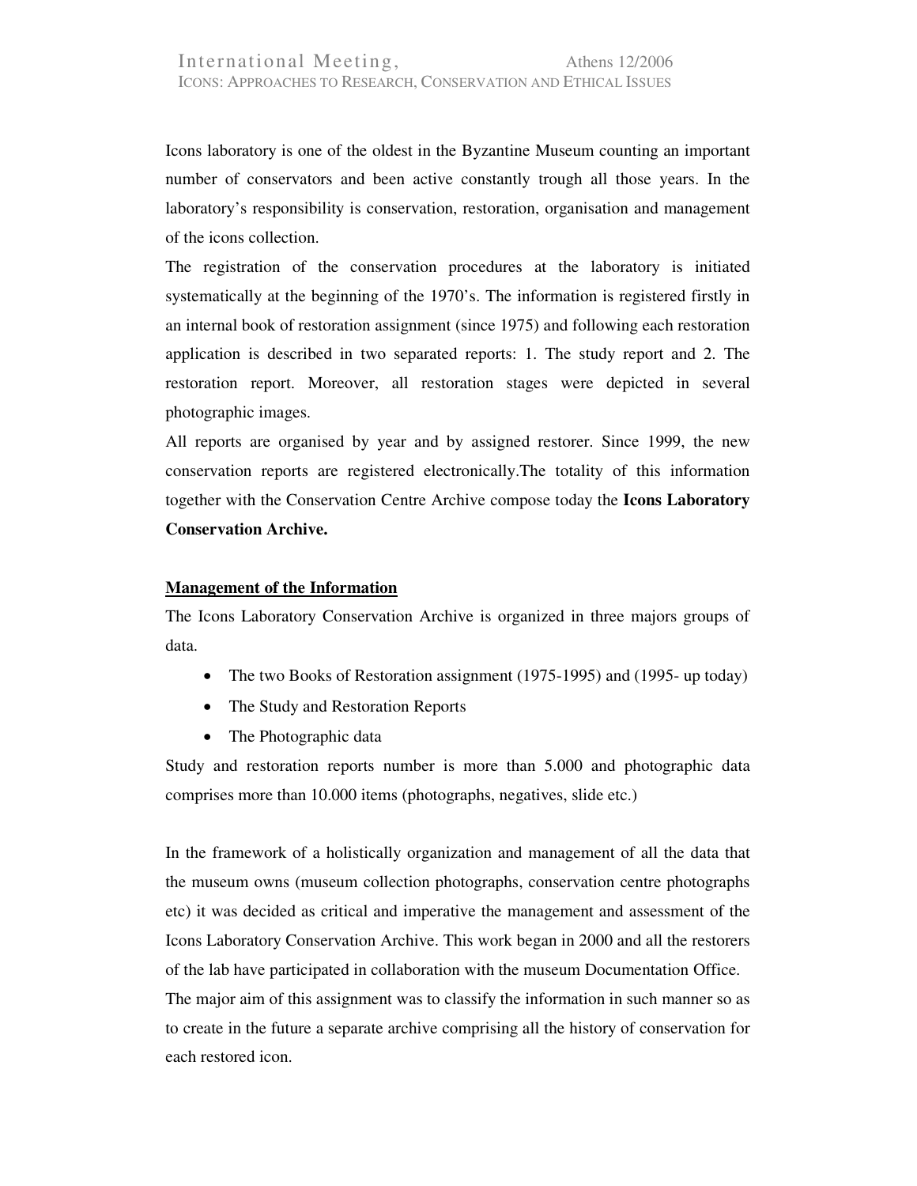Icons laboratory is one of the oldest in the Byzantine Museum counting an important number of conservators and been active constantly trough all those years. In the laboratory's responsibility is conservation, restoration, organisation and management of the icons collection.

The registration of the conservation procedures at the laboratory is initiated systematically at the beginning of the 1970's. The information is registered firstly in an internal book of restoration assignment (since 1975) and following each restoration application is described in two separated reports: 1. The study report and 2. The restoration report. Moreover, all restoration stages were depicted in several photographic images.

All reports are organised by year and by assigned restorer. Since 1999, the new conservation reports are registered electronically.The totality of this information together with the Conservation Centre Archive compose today the **Icons Laboratory Conservation Archive.**

**Management of the Information**

The Icons Laboratory Conservation Archive is organized in three majors groups of data.

- The two Books of Restoration assignment (1975-1995) and (1995- up today)
- The Study and Restoration Reports
- The Photographic data

Study and restoration reports number is more than 5.000 and photographic data comprises more than 10.000 items (photographs, negatives, slide etc.)

In the framework of a holistically organization and management of all the data that the museum owns (museum collection photographs, conservation centre photographs etc) it was decided as critical and imperative the management and assessment of the Icons Laboratory Conservation Archive. This work began in 2000 and all the restorers of the lab have participated in collaboration with the museum Documentation Office.

The major aim of this assignment was to classify the information in such manner so as to create in the future a separate archive comprising all the history of conservation for each restored icon.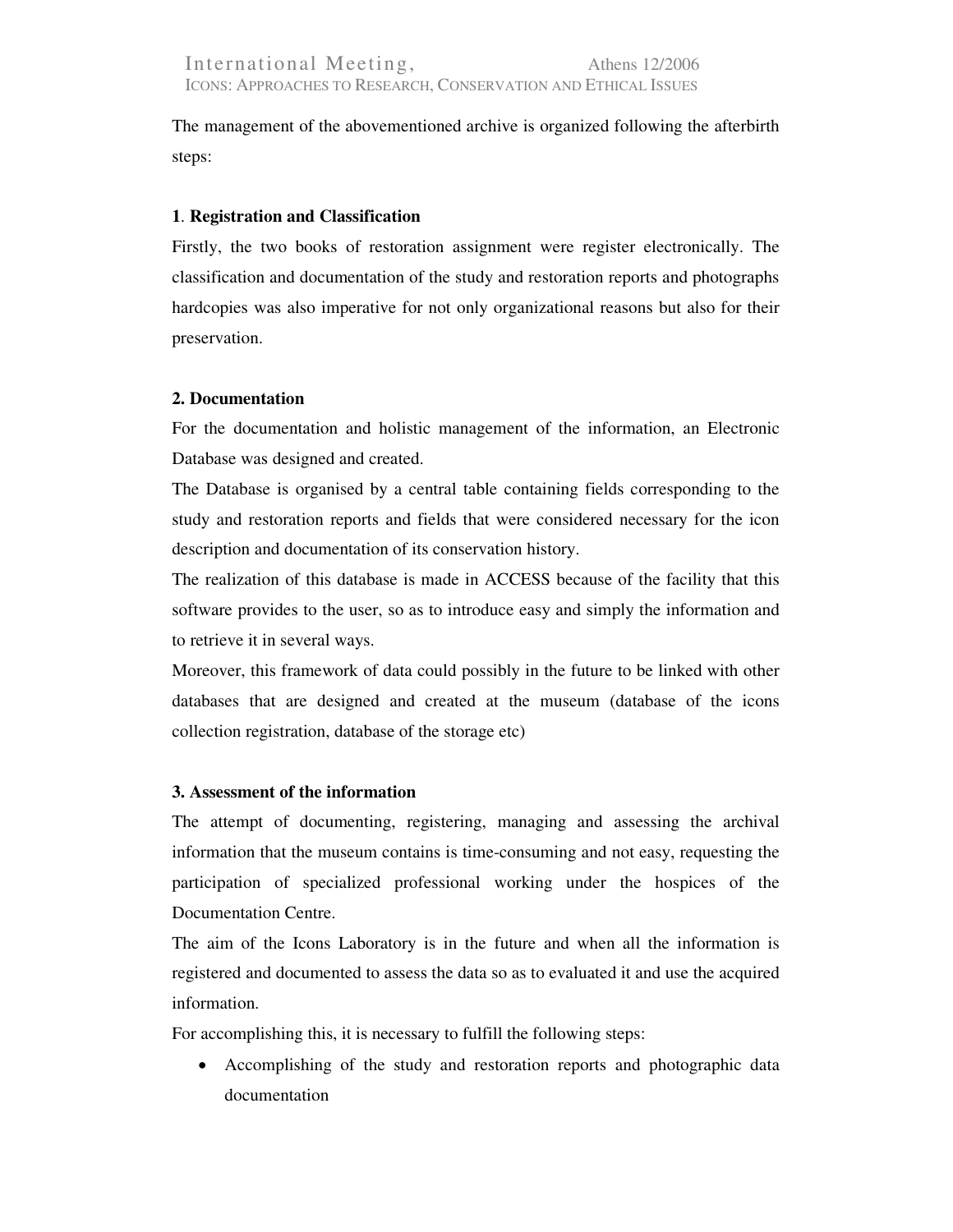The management of the abovementioned archive is organized following the afterbirth steps:

**1**. **Registration and Classification**

Firstly, the two books of restoration assignment were register electronically. The classification and documentation of the study and restoration reports and photographs hardcopies was also imperative for not only organizational reasons but also for their preservation.

**2. Documentation**

For the documentation and holistic management of the information, an Electronic Database was designed and created.

The Database is organised by a central table containing fields corresponding to the study and restoration reports and fields that were considered necessary for the icon description and documentation of its conservation history.

The realization of this database is made in ACCESS because of the facility that this software provides to the user, so as to introduce easy and simply the information and to retrieve it in several ways.

Moreover, this framework of data could possibly in the future to be linked with other databases that are designed and created at the museum (database of the icons collection registration, database of the storage etc)

**3. Assessment of the information**

The attempt of documenting, registering, managing and assessing the archival information that the museum contains is time-consuming and not easy, requesting the participation of specialized professional working under the hospices of the Documentation Centre.

The aim of the Icons Laboratory is in the future and when all the information is registered and documented to assess the data so as to evaluated it and use the acquired information.

For accomplishing this, it is necessary to fulfill the following steps:

- Accomplishing of the study and restoration reports and photographic data documentation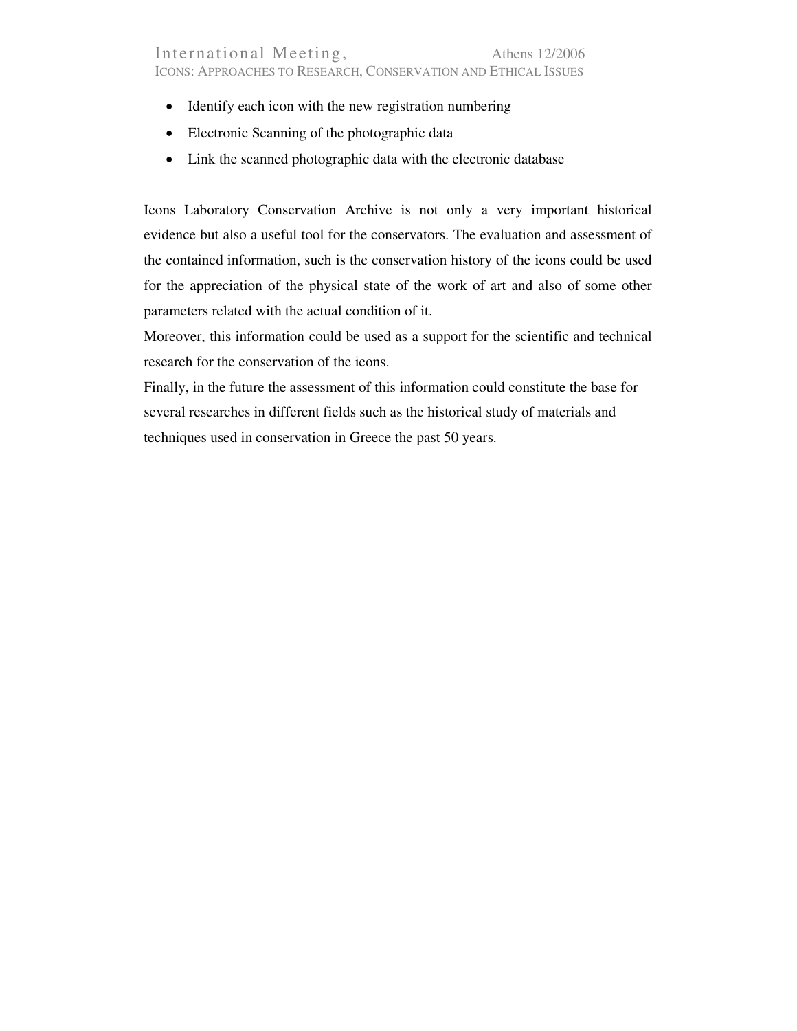- Identify each icon with the new registration numbering
- Electronic Scanning of the photographic data
- Link the scanned photographic data with the electronic database

Icons Laboratory Conservation Archive is not only a very important historical evidence but also a useful tool for the conservators. The evaluation and assessment of the contained information, such is the conservation history of the icons could be used for the appreciation of the physical state of the work of art and also of some other parameters related with the actual condition of it.

Moreover, this information could be used as a support for the scientific and technical research for the conservation of the icons.

Finally, in the future the assessment of this information could constitute the base for several researches in different fields such as the historical study of materials and techniques used in conservation in Greece the past 50 years.